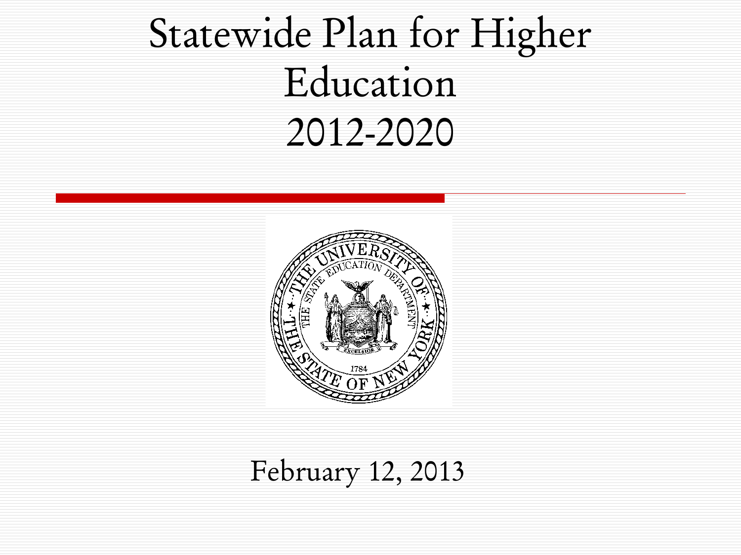# Statewide Plan for Higher Education 2012-2020

February 12, 2013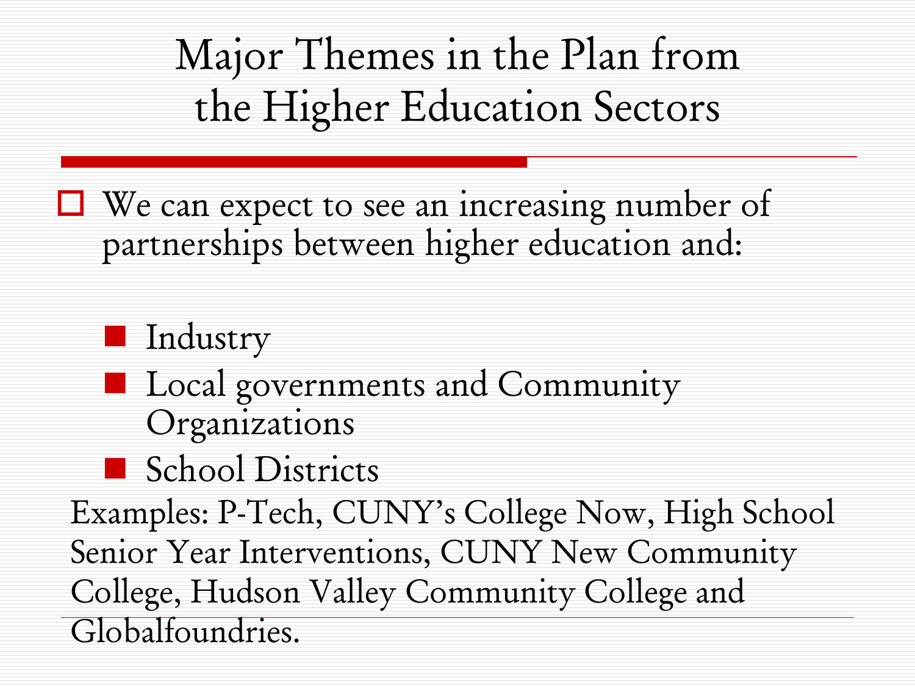# Major Themes in the Plan from the Higher Education Sectors

- We can expect to see an increasing number of partnerships between higher education and:
  - Industry
  - Local governments and Community Organizations
  - School Districts

Examples: P-Tech, CUNY's College Now, High School Senior Year Interventions, CUNY New Community College, Hudson Valley Community College and Globalfoundries.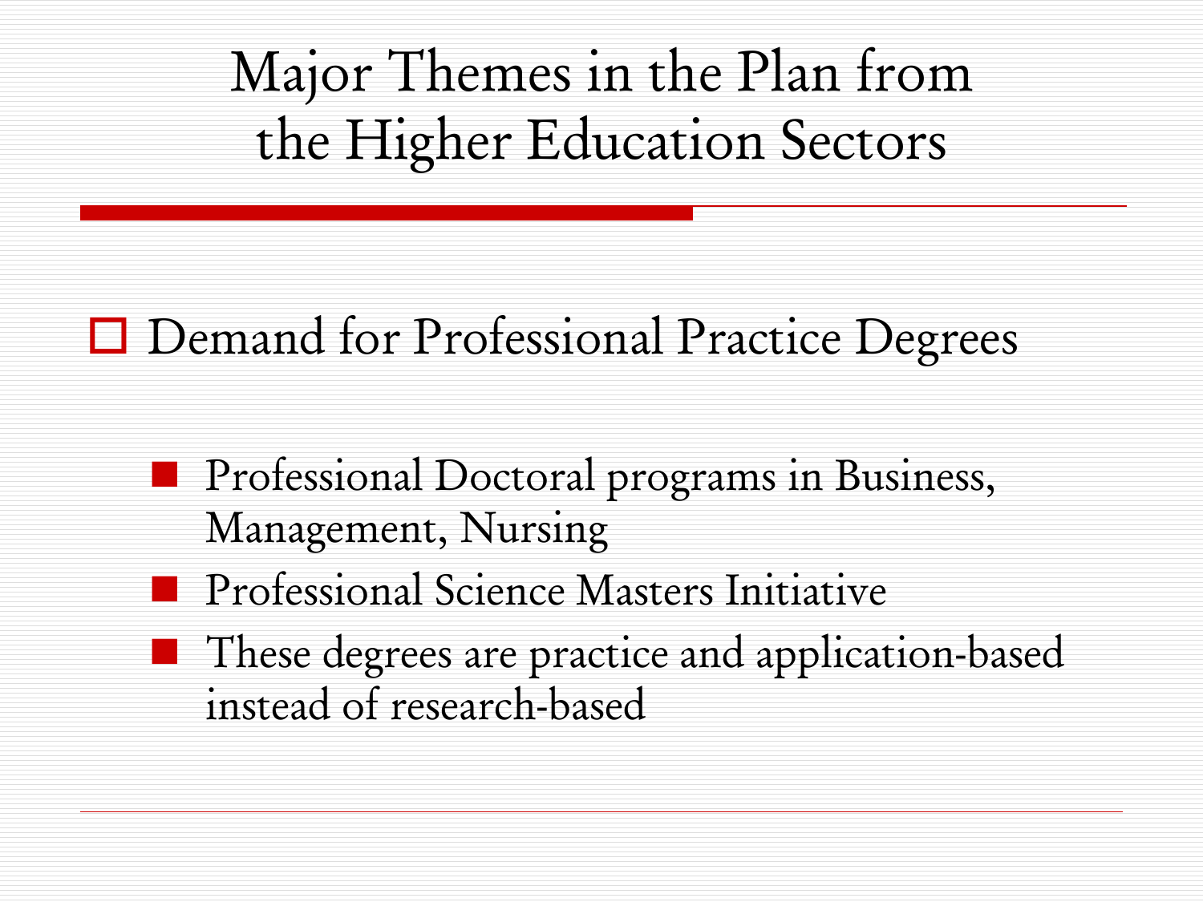# Major Themes in the Plan from the Higher Education Sectors

- Demand for Professional Practice Degrees
  - Professional Doctoral programs in Business, Management, Nursing
  - Professional Science Masters Initiative
  - These degrees are practice and application-based instead of research-based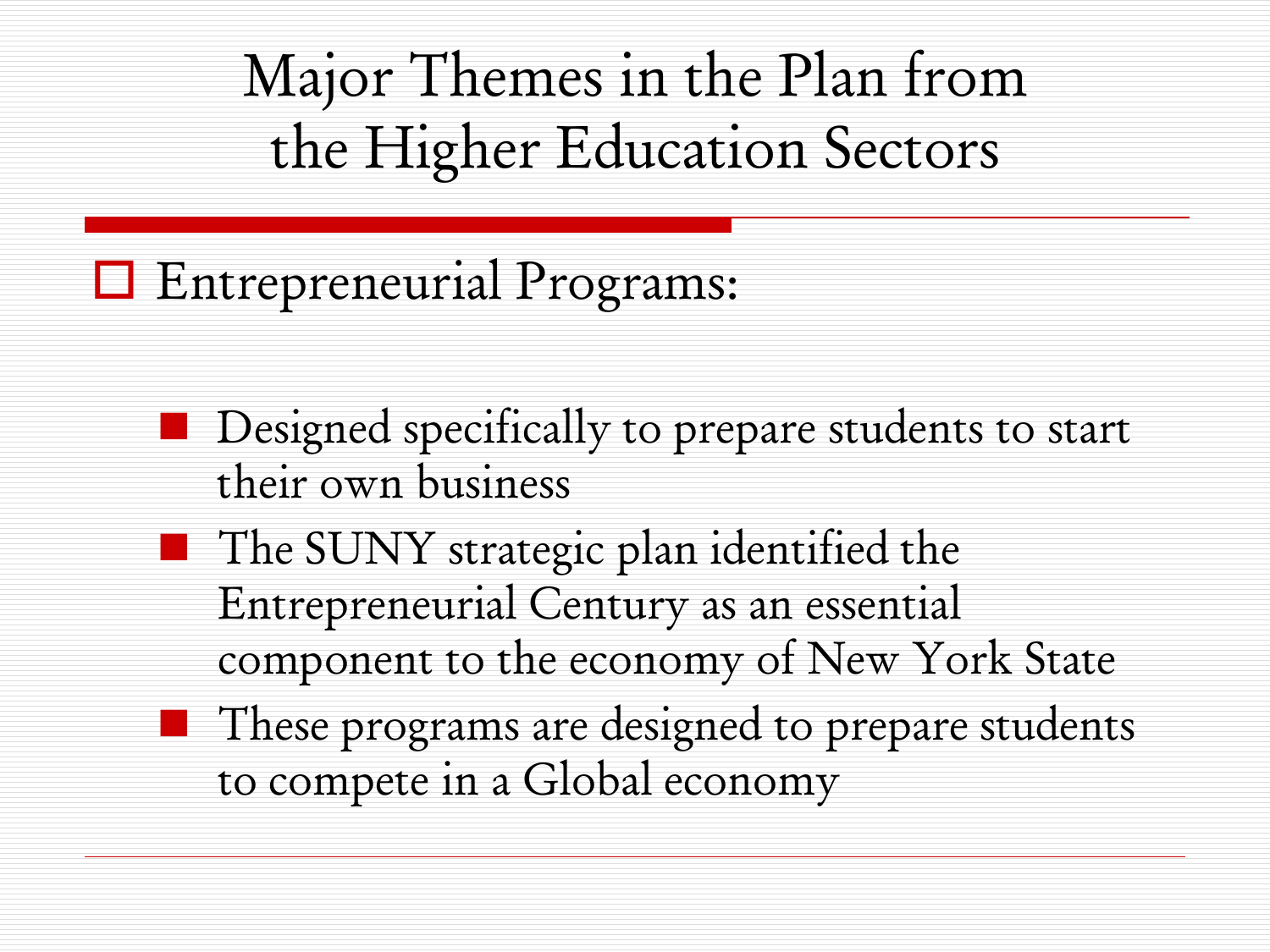# Major Themes in the Plan from the Higher Education Sectors

- Entrepreneurial Programs:
  - Designed specifically to prepare students to start their own business
  - The SUNY strategic plan identified the Entrepreneurial Century as an essential component to the economy of New York State
  - These programs are designed to prepare students to compete in a Global economy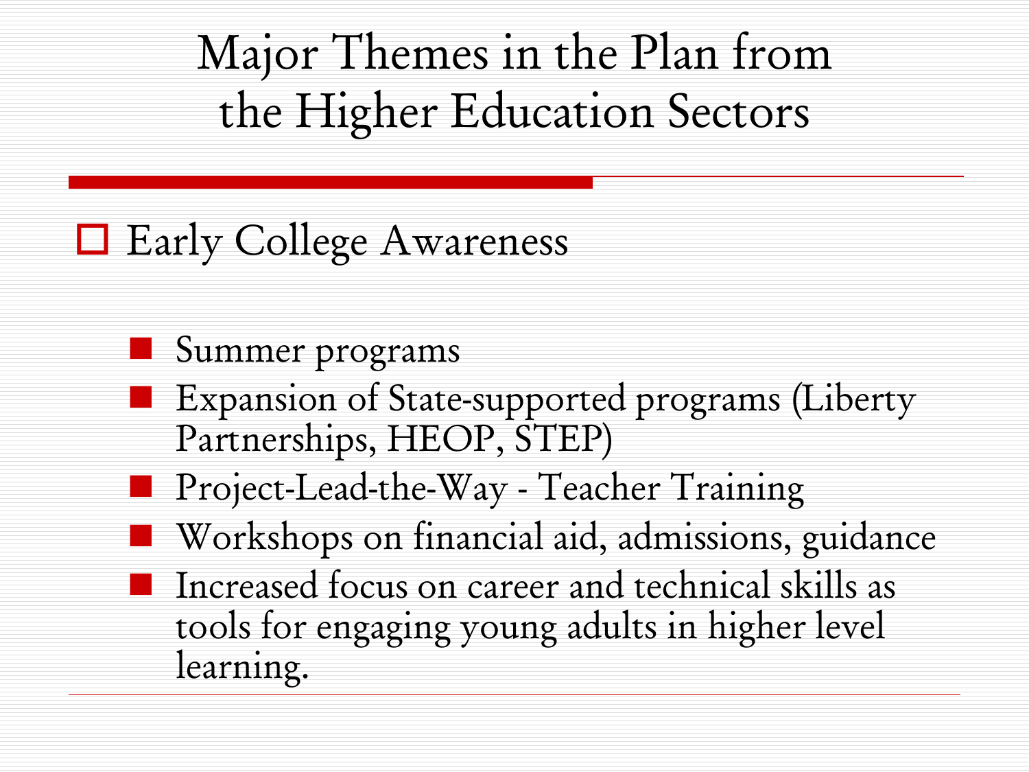# Major Themes in the Plan from the Higher Education Sectors

- Early College Awareness
  - Summer programs
  - Expansion of State-supported programs (Liberty Partnerships, HEOP, STEP)
  - Project-Lead-the-Way - Teacher Training
  - Workshops on financial aid, admissions, guidance
  - Increased focus on career and technical skills as tools for engaging young adults in higher level learning.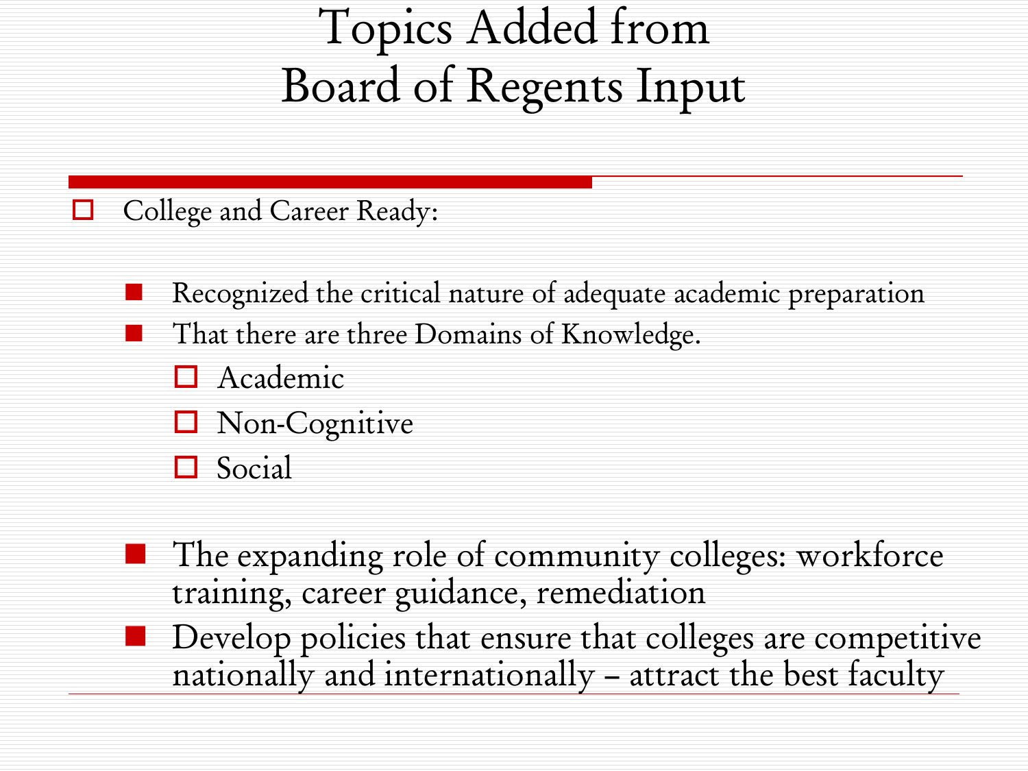# Topics Added from Board of Regents Input

- College and Career Ready:
  - Recognized the critical nature of adequate academic preparation
  - That there are three Domains of Knowledge.
    - Academic
    - Non-Cognitive
    - Social
  - The expanding role of community colleges: workforce training, career guidance, remediation
  - Develop policies that ensure that colleges are competitive nationally and internationally – attract the best faculty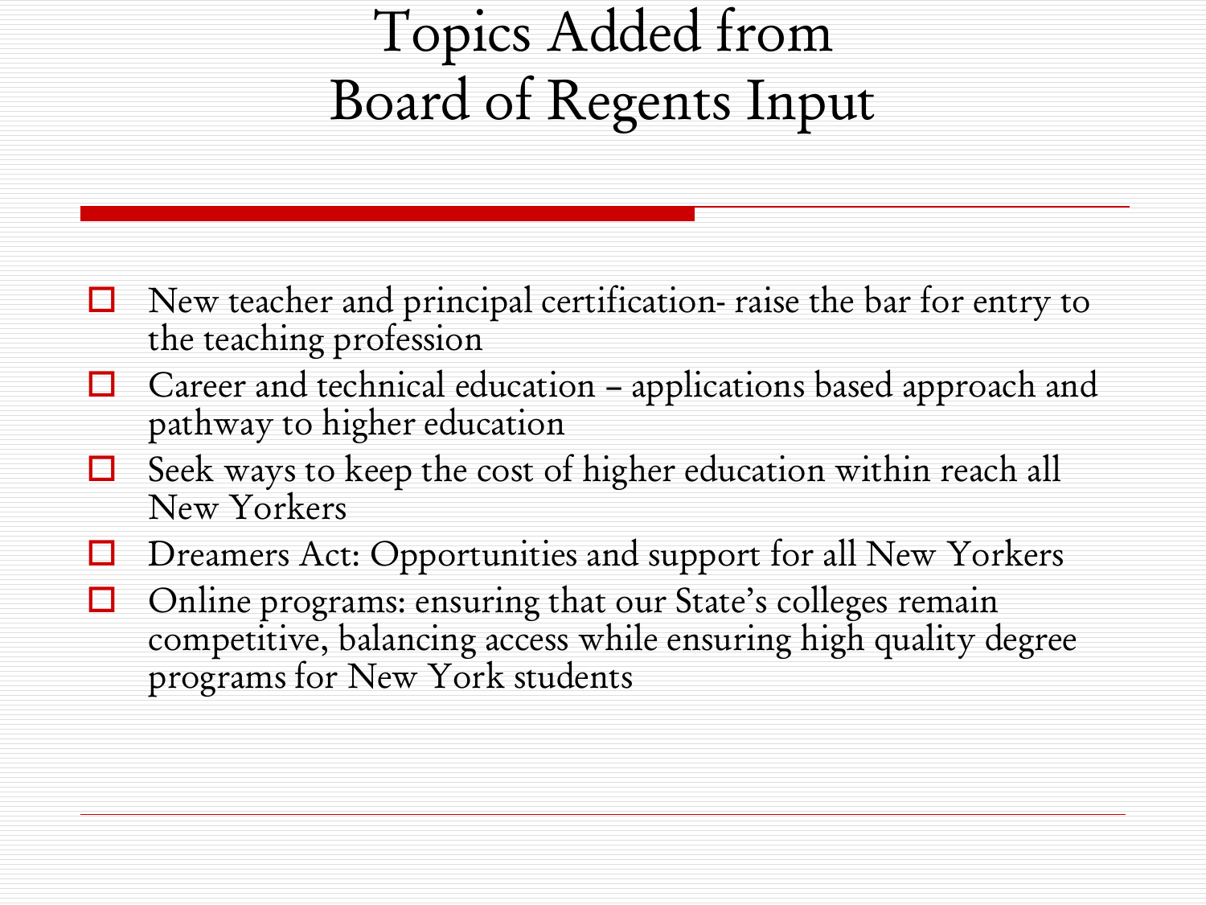# Topics Added from Board of Regents Input

- New teacher and principal certification- raise the bar for entry to the teaching profession
- Career and technical education – applications based approach and pathway to higher education
- Seek ways to keep the cost of higher education within reach all New Yorkers
- Dreamers Act: Opportunities and support for all New Yorkers
- Online programs: ensuring that our State's colleges remain competitive, balancing access while ensuring high quality degree programs for New York students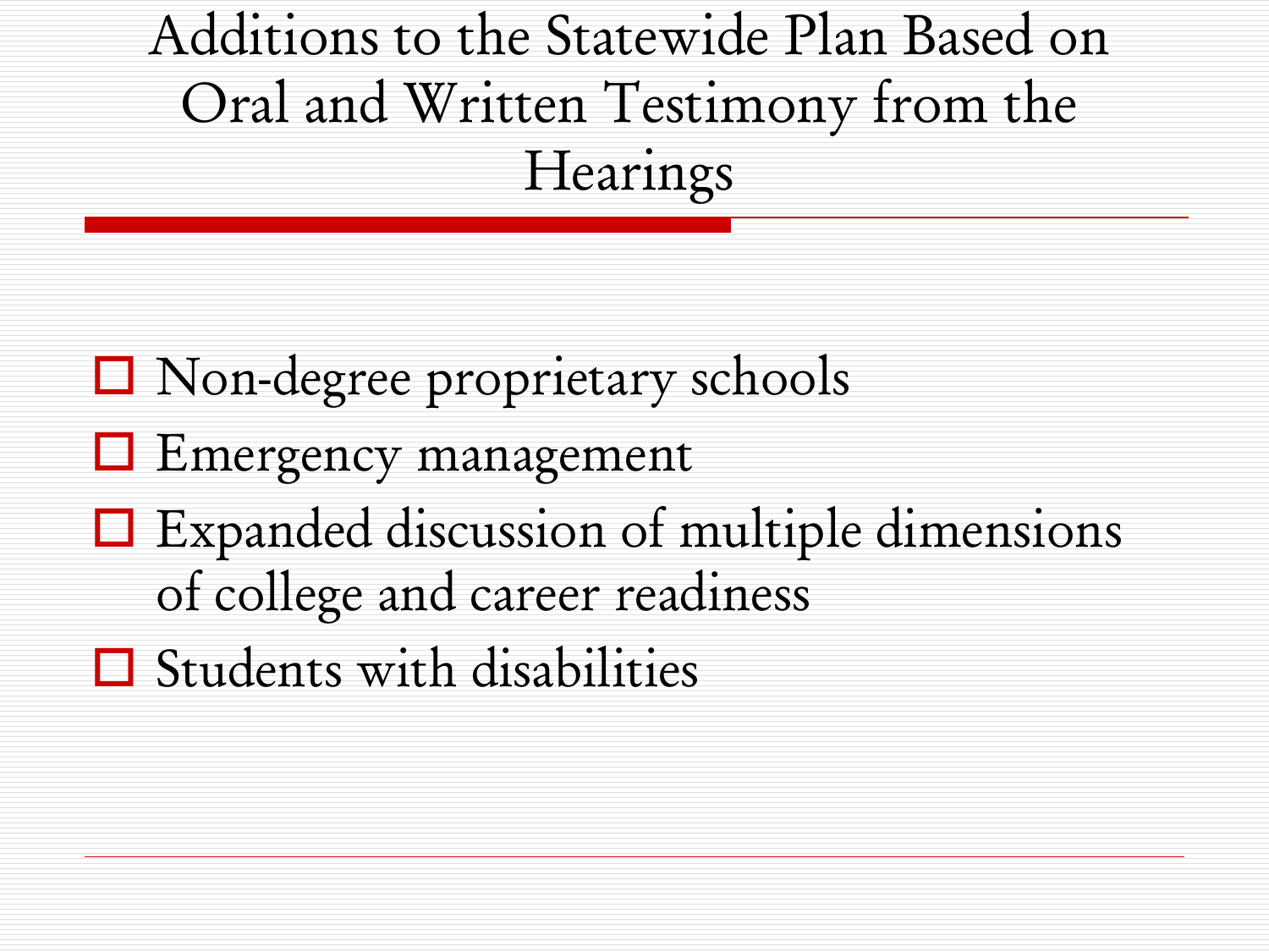# Additions to the Statewide Plan Based on Oral and Written Testimony from the Hearings

- Non-degree proprietary schools
- Emergency management
- Expanded discussion of multiple dimensions of college and career readiness
- Students with disabilities